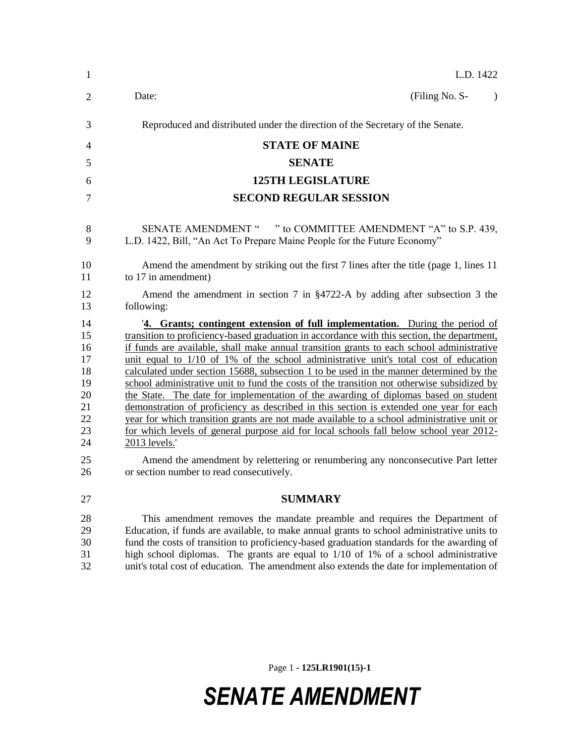L.D. 1422

Date: (Filing No. S- )

Reproduced and distributed under the direction of the Secretary of the Senate.

**STATE OF MAINE**

**SENATE**

**125TH LEGISLATURE**

**SECOND REGULAR SESSION**

SENATE AMENDMENT " " to COMMITTEE AMENDMENT "A" to S.P. 439, L.D. 1422, Bill, "An Act To Prepare Maine People for the Future Economy"

Amend the amendment by striking out the first 7 lines after the title (page 1, lines 11 to 17 in amendment)

Amend the amendment in section 7 in §4722-A by adding after subsection 3 the following:

'**4. Grants; contingent extension of full implementation.** During the period of transition to proficiency-based graduation in accordance with this section, the department, if funds are available, shall make annual transition grants to each school administrative unit equal to 1/10 of 1% of the school administrative unit's total cost of education calculated under section 15688, subsection 1 to be used in the manner determined by the school administrative unit to fund the costs of the transition not otherwise subsidized by the State. The date for implementation of the awarding of diplomas based on student demonstration of proficiency as described in this section is extended one year for each year for which transition grants are not made available to a school administrative unit or for which levels of general purpose aid for local schools fall below school year 2012-2013 levels.'

Amend the amendment by relettering or renumbering any nonconsecutive Part letter or section number to read consecutively.

## SUMMARY

This amendment removes the mandate preamble and requires the Department of Education, if funds are available, to make annual grants to school administrative units to fund the costs of transition to proficiency-based graduation standards for the awarding of high school diplomas. The grants are equal to 1/10 of 1% of a school administrative unit's total cost of education. The amendment also extends the date for implementation of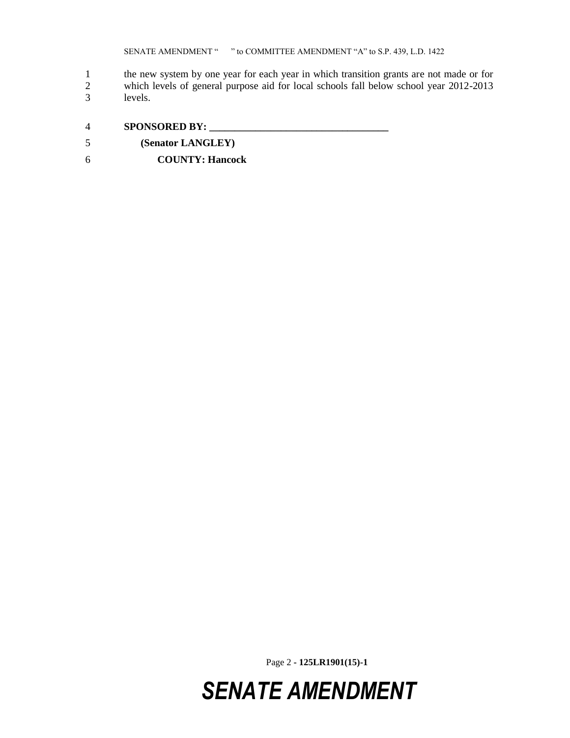the new system by one year for each year in which transition grants are not made or for which levels of general purpose aid for local schools fall below school year 2012-2013 levels.

**SPONSORED BY: ___________________________________**

**(Senator LANGLEY)**

**COUNTY: Hancock**

Page 2 - **125LR1901(15)-1**

***SENATE AMENDMENT***